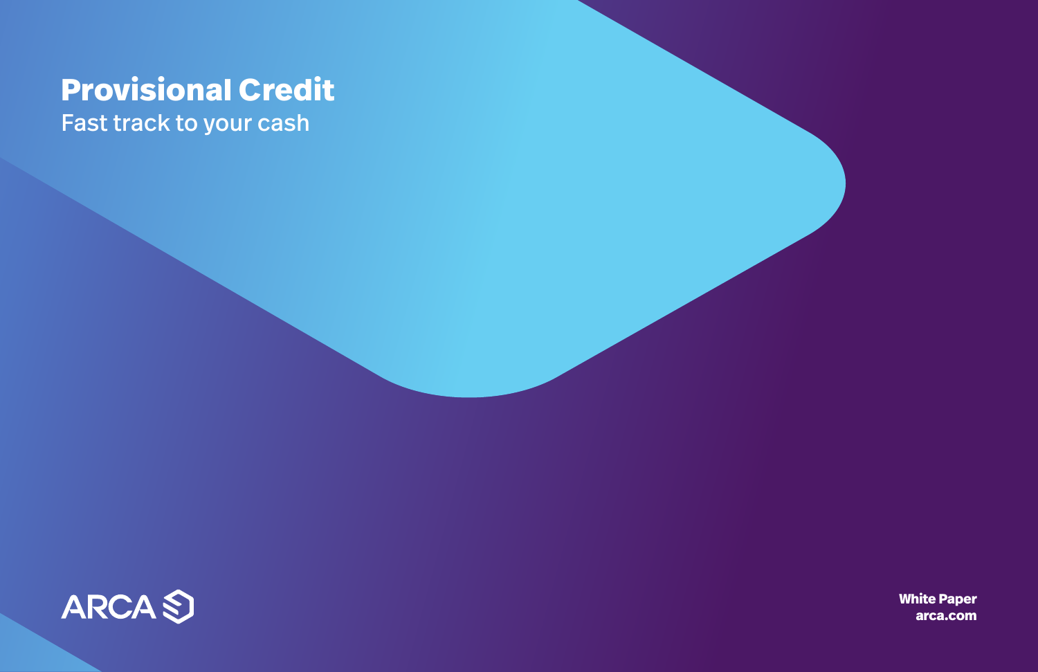# Provisional Credit

Fast track to your cash

ARCA

White Paper
arca.com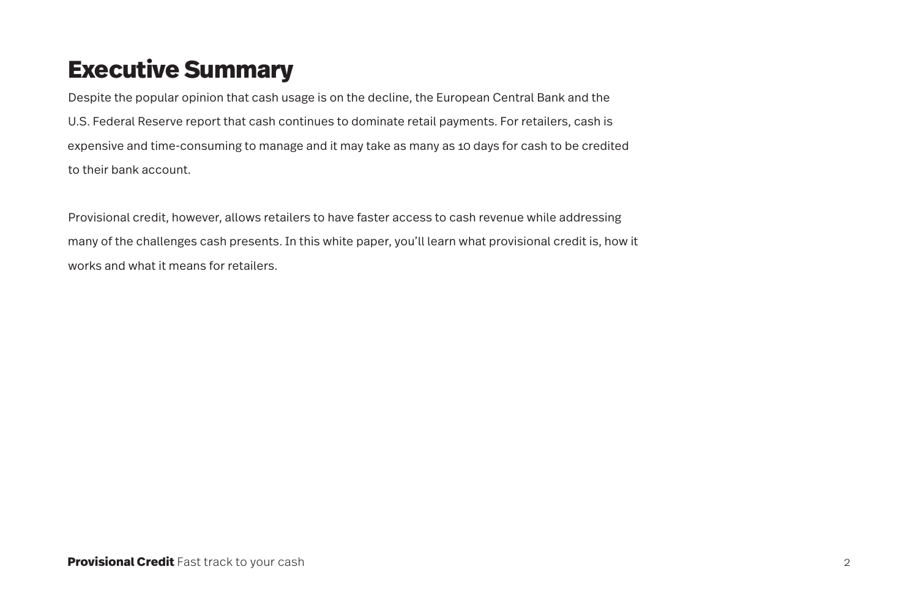# Executive Summary

Despite the popular opinion that cash usage is on the decline, the European Central Bank and the U.S. Federal Reserve report that cash continues to dominate retail payments. For retailers, cash is expensive and time-consuming to manage and it may take as many as 10 days for cash to be credited to their bank account.

Provisional credit, however, allows retailers to have faster access to cash revenue while addressing many of the challenges cash presents. In this white paper, you'll learn what provisional credit is, how it works and what it means for retailers.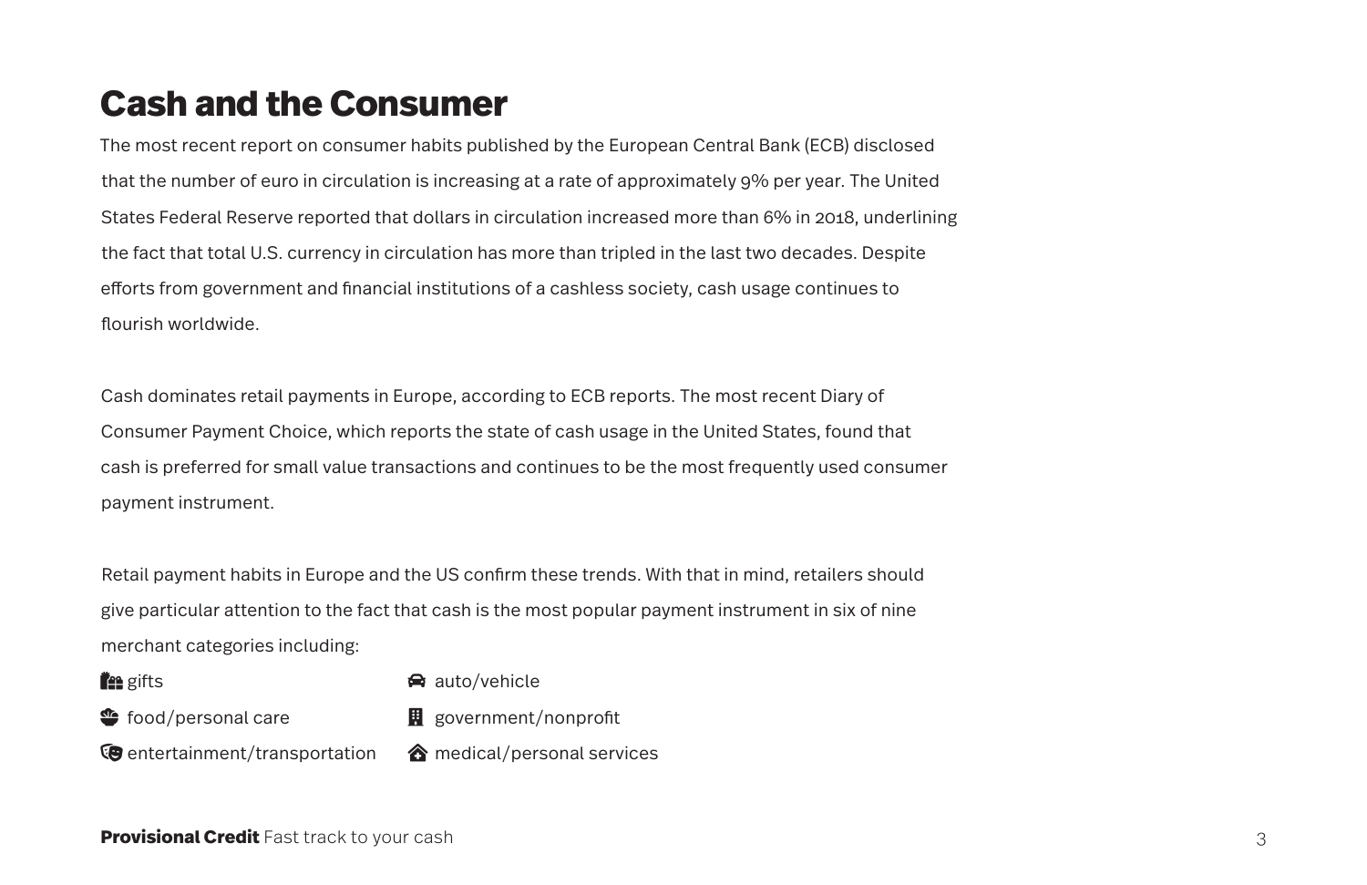# Cash and the Consumer

The most recent report on consumer habits published by the European Central Bank (ECB) disclosed that the number of euro in circulation is increasing at a rate of approximately 9% per year. The United States Federal Reserve reported that dollars in circulation increased more than 6% in 2018, underlining the fact that total U.S. currency in circulation has more than tripled in the last two decades. Despite efforts from government and financial institutions of a cashless society, cash usage continues to flourish worldwide.

Cash dominates retail payments in Europe, according to ECB reports. The most recent Diary of Consumer Payment Choice, which reports the state of cash usage in the United States, found that cash is preferred for small value transactions and continues to be the most frequently used consumer payment instrument.

Retail payment habits in Europe and the US confirm these trends. With that in mind, retailers should give particular attention to the fact that cash is the most popular payment instrument in six of nine merchant categories including:

- gifts
- food/personal care
- entertainment/transportation
- auto/vehicle
- government/nonprofit
- medical/personal services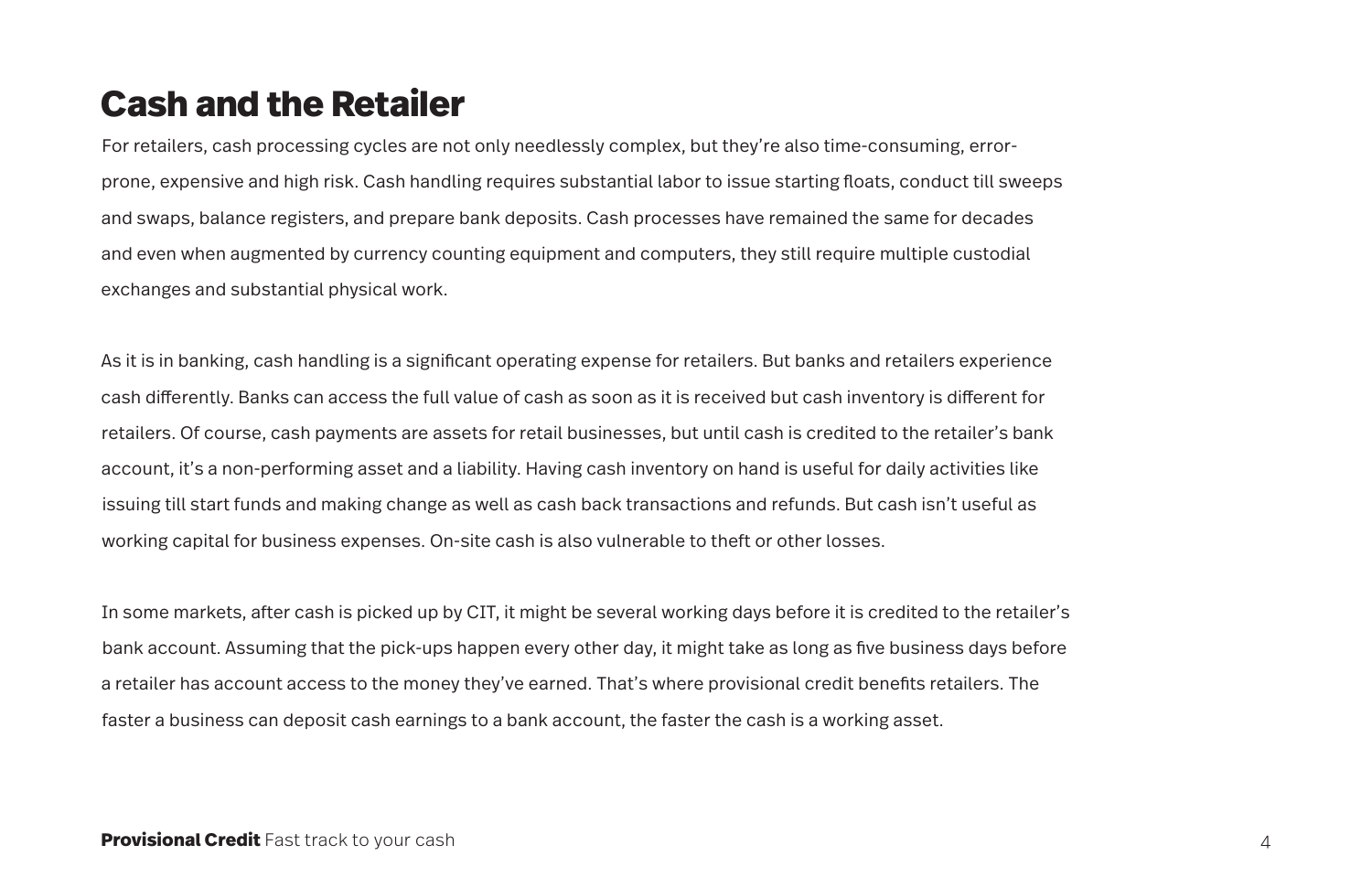# Cash and the Retailer

For retailers, cash processing cycles are not only needlessly complex, but they're also time-consuming, error-prone, expensive and high risk. Cash handling requires substantial labor to issue starting floats, conduct till sweeps and swaps, balance registers, and prepare bank deposits. Cash processes have remained the same for decades and even when augmented by currency counting equipment and computers, they still require multiple custodial exchanges and substantial physical work.

As it is in banking, cash handling is a significant operating expense for retailers. But banks and retailers experience cash differently. Banks can access the full value of cash as soon as it is received but cash inventory is different for retailers. Of course, cash payments are assets for retail businesses, but until cash is credited to the retailer's bank account, it's a non-performing asset and a liability. Having cash inventory on hand is useful for daily activities like issuing till start funds and making change as well as cash back transactions and refunds. But cash isn't useful as working capital for business expenses. On-site cash is also vulnerable to theft or other losses.

In some markets, after cash is picked up by CIT, it might be several working days before it is credited to the retailer's bank account. Assuming that the pick-ups happen every other day, it might take as long as five business days before a retailer has account access to the money they've earned. That's where provisional credit benefits retailers. The faster a business can deposit cash earnings to a bank account, the faster the cash is a working asset.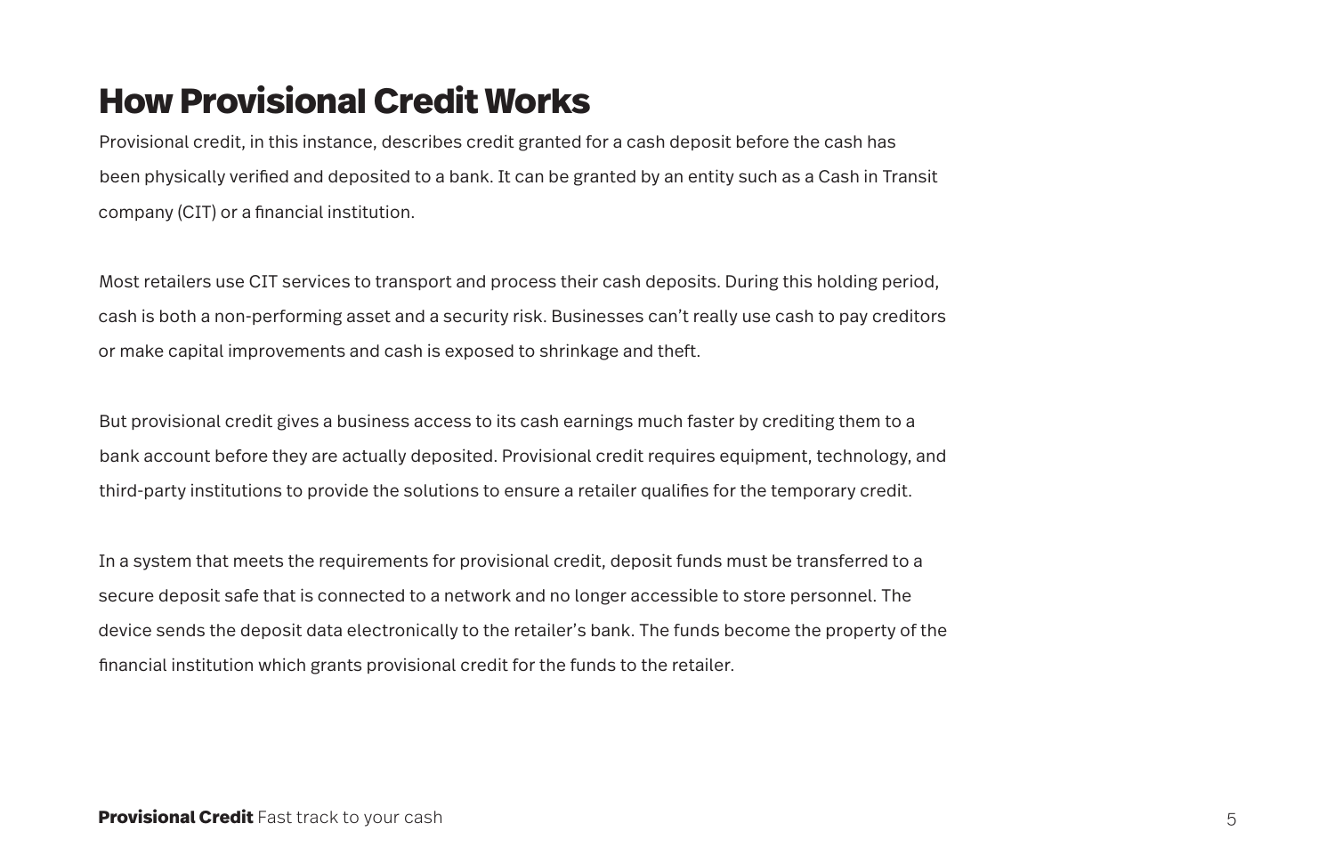# How Provisional Credit Works

Provisional credit, in this instance, describes credit granted for a cash deposit before the cash has been physically verified and deposited to a bank. It can be granted by an entity such as a Cash in Transit company (CIT) or a financial institution.

Most retailers use CIT services to transport and process their cash deposits. During this holding period, cash is both a non-performing asset and a security risk. Businesses can't really use cash to pay creditors or make capital improvements and cash is exposed to shrinkage and theft.

But provisional credit gives a business access to its cash earnings much faster by crediting them to a bank account before they are actually deposited. Provisional credit requires equipment, technology, and third-party institutions to provide the solutions to ensure a retailer qualifies for the temporary credit.

In a system that meets the requirements for provisional credit, deposit funds must be transferred to a secure deposit safe that is connected to a network and no longer accessible to store personnel. The device sends the deposit data electronically to the retailer's bank. The funds become the property of the financial institution which grants provisional credit for the funds to the retailer.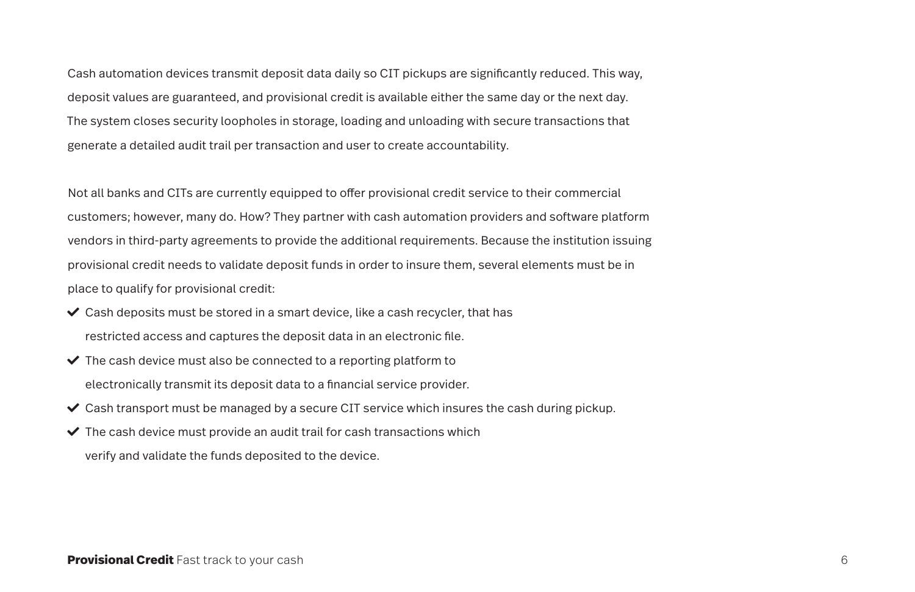Cash automation devices transmit deposit data daily so CIT pickups are significantly reduced. This way, deposit values are guaranteed, and provisional credit is available either the same day or the next day. The system closes security loopholes in storage, loading and unloading with secure transactions that generate a detailed audit trail per transaction and user to create accountability.

Not all banks and CITs are currently equipped to offer provisional credit service to their commercial customers; however, many do. How? They partner with cash automation providers and software platform vendors in third-party agreements to provide the additional requirements. Because the institution issuing provisional credit needs to validate deposit funds in order to insure them, several elements must be in place to qualify for provisional credit:

- ✔ Cash deposits must be stored in a smart device, like a cash recycler, that has restricted access and captures the deposit data in an electronic file.
- ✔ The cash device must also be connected to a reporting platform to electronically transmit its deposit data to a financial service provider.
- ✔ Cash transport must be managed by a secure CIT service which insures the cash during pickup.
- ✔ The cash device must provide an audit trail for cash transactions which verify and validate the funds deposited to the device.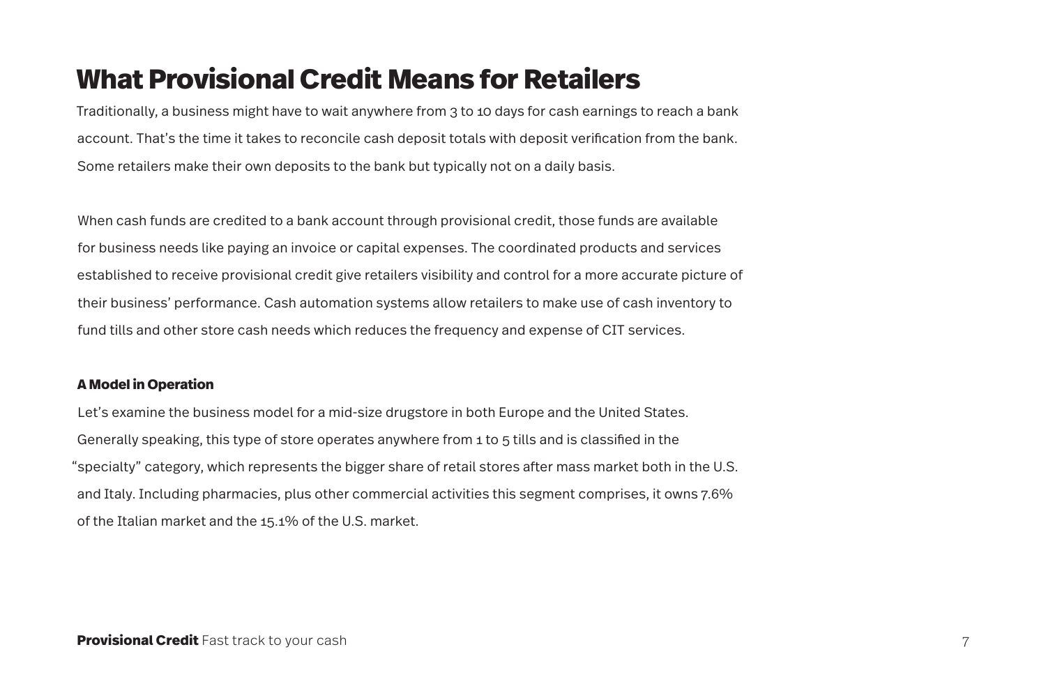# What Provisional Credit Means for Retailers

Traditionally, a business might have to wait anywhere from 3 to 10 days for cash earnings to reach a bank account. That's the time it takes to reconcile cash deposit totals with deposit verification from the bank. Some retailers make their own deposits to the bank but typically not on a daily basis.

When cash funds are credited to a bank account through provisional credit, those funds are available for business needs like paying an invoice or capital expenses. The coordinated products and services established to receive provisional credit give retailers visibility and control for a more accurate picture of their business' performance. Cash automation systems allow retailers to make use of cash inventory to fund tills and other store cash needs which reduces the frequency and expense of CIT services.

**A Model in Operation**

Let's examine the business model for a mid-size drugstore in both Europe and the United States. Generally speaking, this type of store operates anywhere from 1 to 5 tills and is classified in the "specialty" category, which represents the bigger share of retail stores after mass market both in the U.S. and Italy. Including pharmacies, plus other commercial activities this segment comprises, it owns 7.6% of the Italian market and the 15.1% of the U.S. market.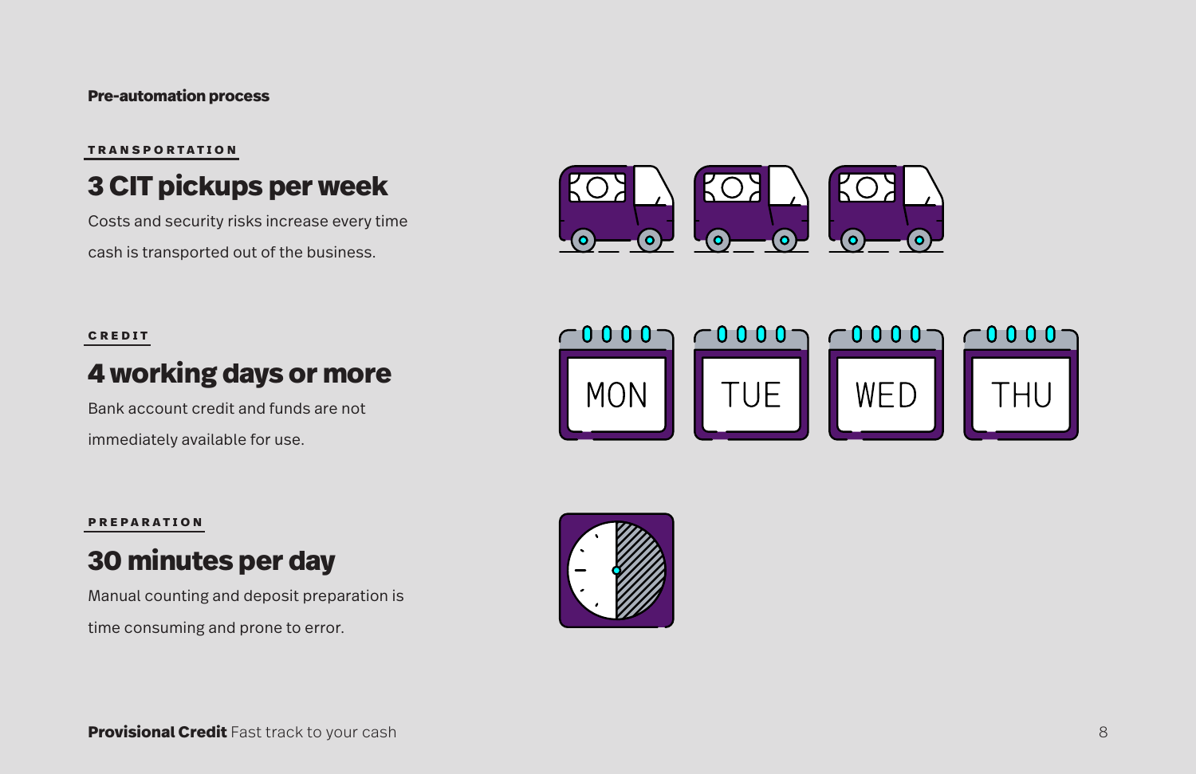**Pre-automation process**

TRANSPORTATION

## 3 CIT pickups per week

Costs and security risks increase every time cash is transported out of the business.

CREDIT

## 4 working days or more

Bank account credit and funds are not immediately available for use.

MON TUE WED THU

PREPARATION

## 30 minutes per day

Manual counting and deposit preparation is time consuming and prone to error.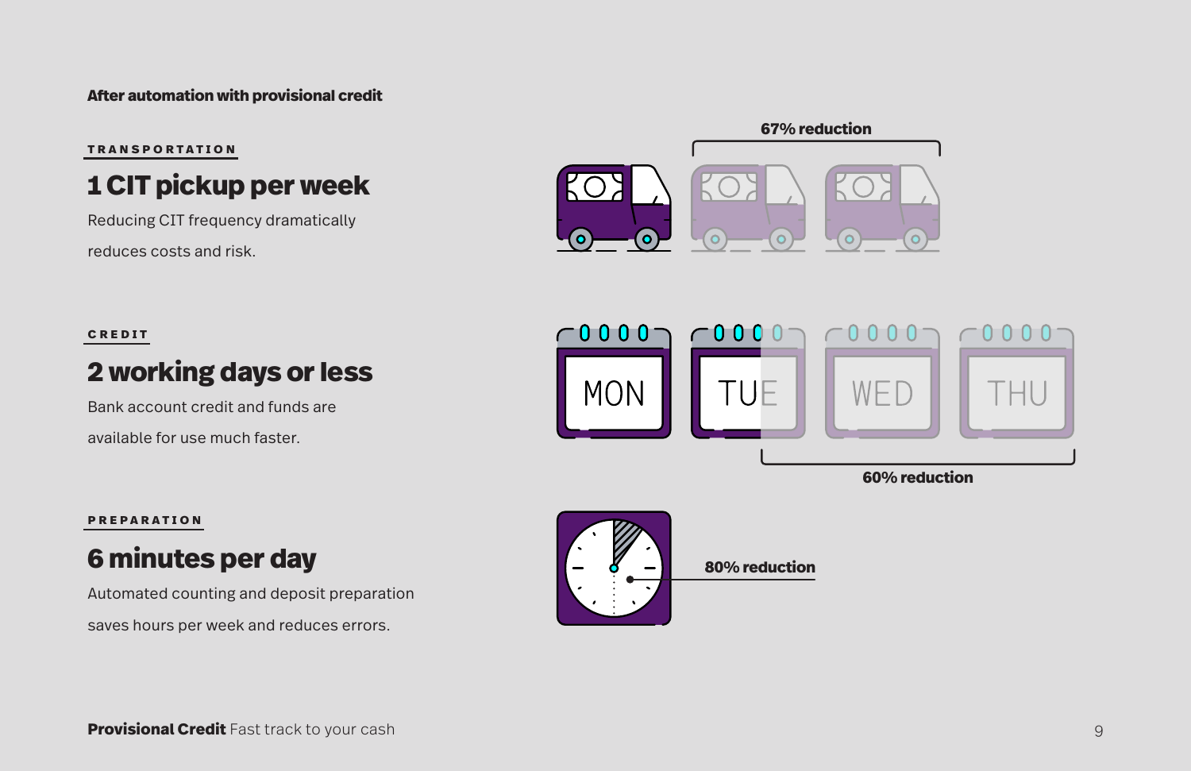**After automation with provisional credit**

TRANSPORTATION

## 1 CIT pickup per week

Reducing CIT frequency dramatically reduces costs and risk.

67% reduction

CREDIT

## 2 working days or less

Bank account credit and funds are available for use much faster.

MON TUE WED THU

60% reduction

PREPARATION

## 6 minutes per day

Automated counting and deposit preparation saves hours per week and reduces errors.

80% reduction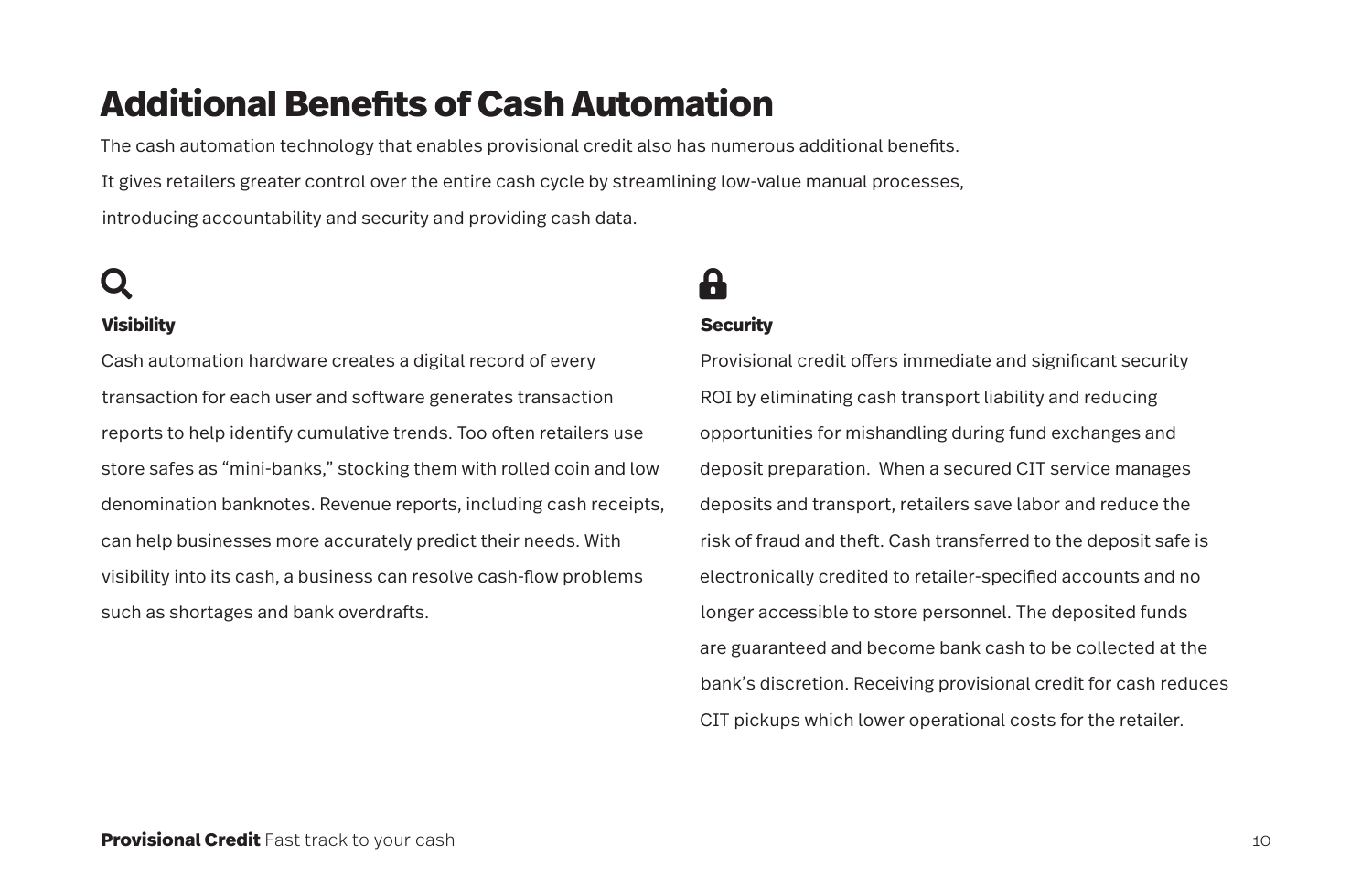# Additional Benefits of Cash Automation

The cash automation technology that enables provisional credit also has numerous additional benefits. It gives retailers greater control over the entire cash cycle by streamlining low-value manual processes, introducing accountability and security and providing cash data.

### Visibility

Cash automation hardware creates a digital record of every transaction for each user and software generates transaction reports to help identify cumulative trends. Too often retailers use store safes as "mini-banks," stocking them with rolled coin and low denomination banknotes. Revenue reports, including cash receipts, can help businesses more accurately predict their needs. With visibility into its cash, a business can resolve cash-flow problems such as shortages and bank overdrafts.

### Security

Provisional credit offers immediate and significant security ROI by eliminating cash transport liability and reducing opportunities for mishandling during fund exchanges and deposit preparation. When a secured CIT service manages deposits and transport, retailers save labor and reduce the risk of fraud and theft. Cash transferred to the deposit safe is electronically credited to retailer-specified accounts and no longer accessible to store personnel. The deposited funds are guaranteed and become bank cash to be collected at the bank's discretion. Receiving provisional credit for cash reduces CIT pickups which lower operational costs for the retailer.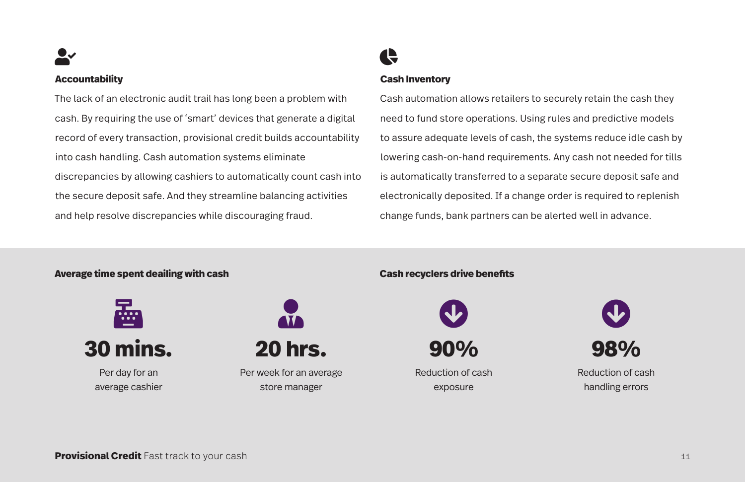### Accountability

The lack of an electronic audit trail has long been a problem with cash. By requiring the use of 'smart' devices that generate a digital record of every transaction, provisional credit builds accountability into cash handling. Cash automation systems eliminate discrepancies by allowing cashiers to automatically count cash into the secure deposit safe. And they streamline balancing activities and help resolve discrepancies while discouraging fraud.

### Cash Inventory

Cash automation allows retailers to securely retain the cash they need to fund store operations. Using rules and predictive models to assure adequate levels of cash, the systems reduce idle cash by lowering cash-on-hand requirements. Any cash not needed for tills is automatically transferred to a separate secure deposit safe and electronically deposited. If a change order is required to replenish change funds, bank partners can be alerted well in advance.

### Average time spent deailing with cash

**30 mins.**
Per day for an average cashier

**20 hrs.**
Per week for an average store manager

### Cash recyclers drive benefits

**90%**
Reduction of cash exposure

**98%**
Reduction of cash handling errors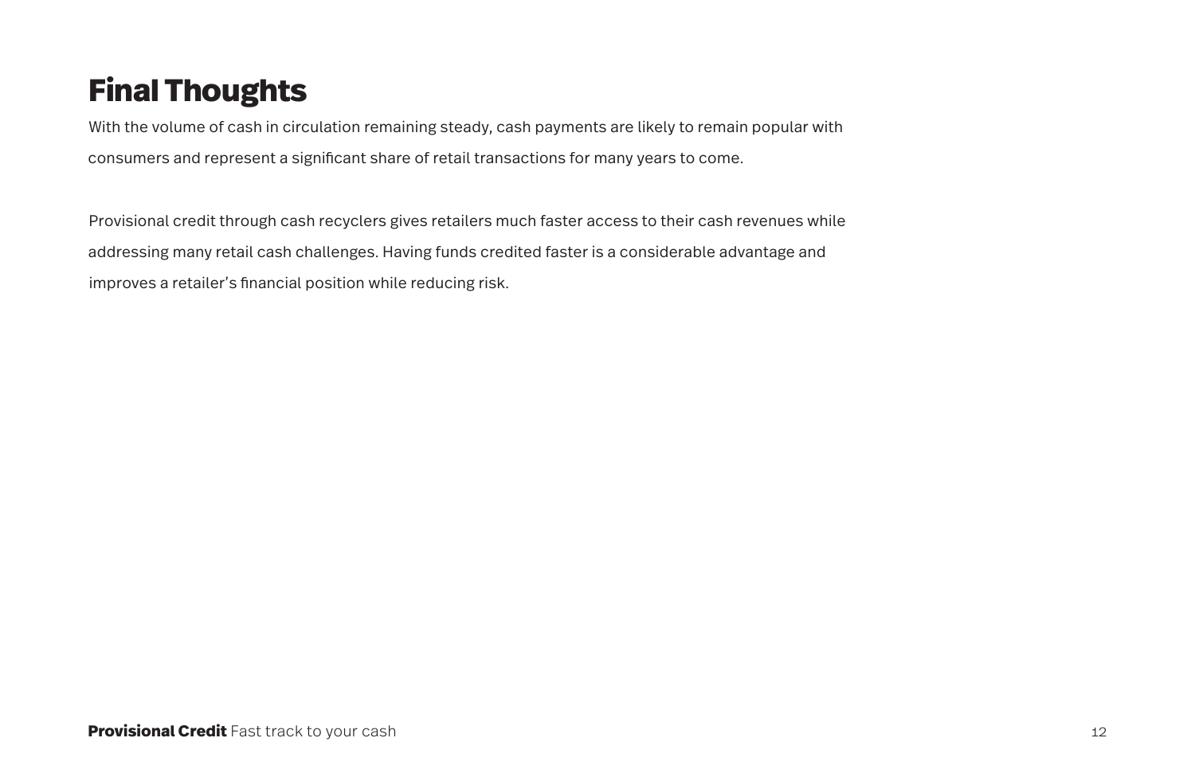# Final Thoughts

With the volume of cash in circulation remaining steady, cash payments are likely to remain popular with consumers and represent a significant share of retail transactions for many years to come.

Provisional credit through cash recyclers gives retailers much faster access to their cash revenues while addressing many retail cash challenges. Having funds credited faster is a considerable advantage and improves a retailer's financial position while reducing risk.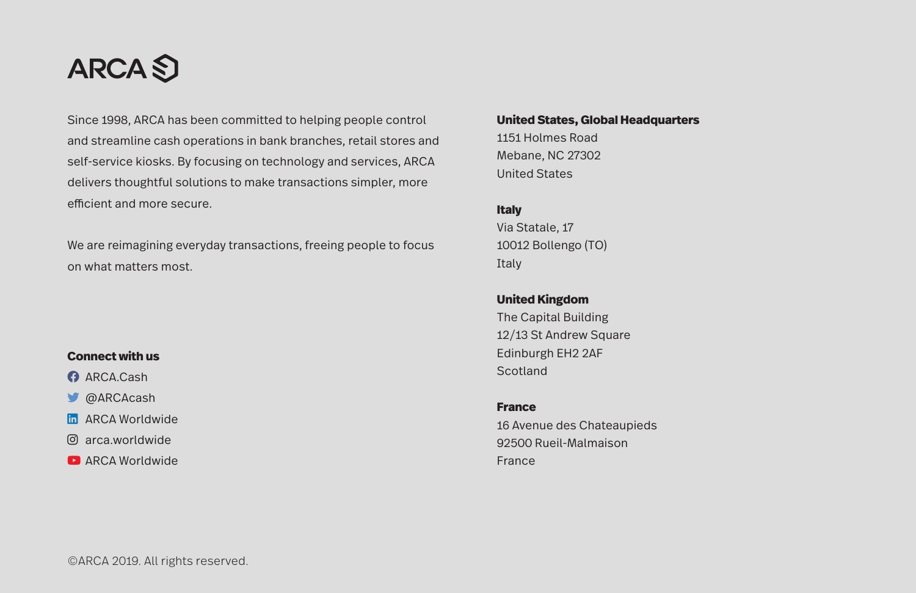# ARCA

Since 1998, ARCA has been committed to helping people control and streamline cash operations in bank branches, retail stores and self-service kiosks. By focusing on technology and services, ARCA delivers thoughtful solutions to make transactions simpler, more efficient and more secure.

We are reimagining everyday transactions, freeing people to focus on what matters most.

**Connect with us**

- ARCA.Cash
- @ARCAcash
- ARCA Worldwide
- arca.worldwide
- ARCA Worldwide

**United States, Global Headquarters**
1151 Holmes Road
Mebane, NC 27302
United States

**Italy**
Via Statale, 17
10012 Bollengo (TO)
Italy

**United Kingdom**
The Capital Building
12/13 St Andrew Square
Edinburgh EH2 2AF
Scotland

**France**
16 Avenue des Chateaupieds
92500 Rueil-Malmaison
France

©ARCA 2019. All rights reserved.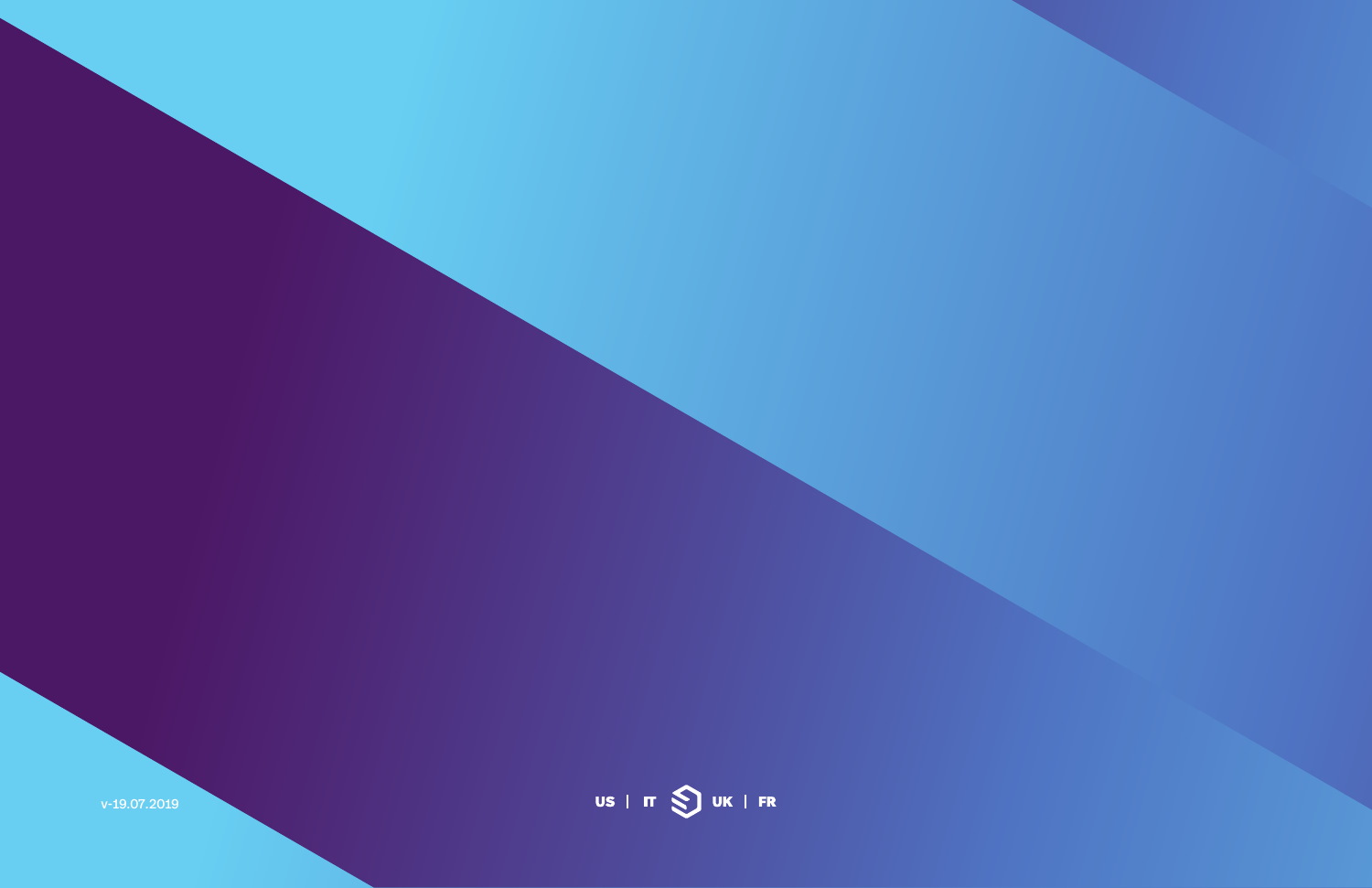v-19.07.2019

US | IT UK | FR